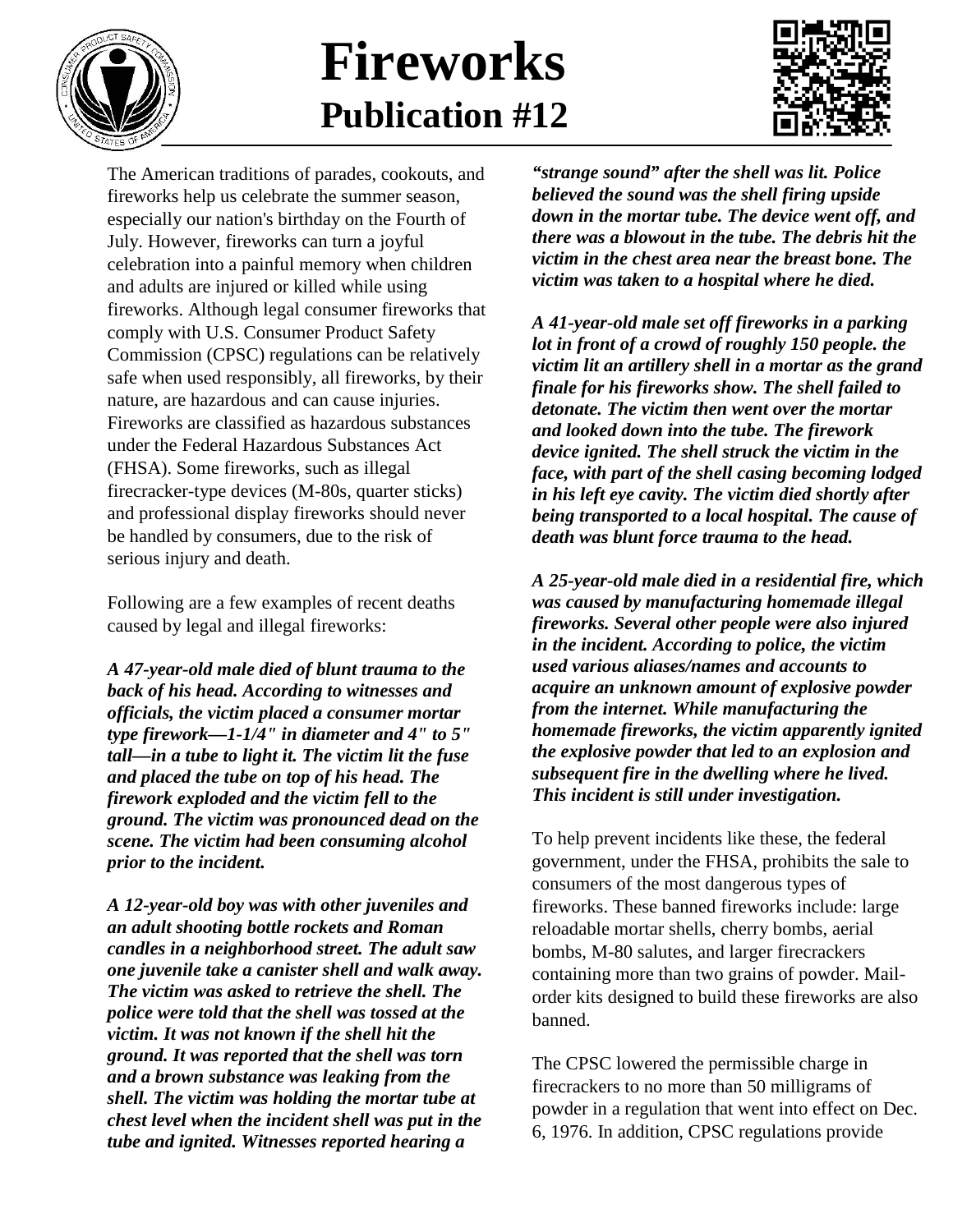# Fireworks

## Publication #12

The American traditions of parades, cookouts, and fireworks help us celebrate the summer season, especially our nation's birthday on the Fourth of July. However, fireworks can turn a joyful celebration into a painful memory when children and adults are injured or killed while using fireworks. Although legal consumer fireworks that comply with U.S. Consumer Product Safety Commission (CPSC) regulations can be relatively safe when used responsibly, all fireworks, by their nature, are hazardous and can cause injuries. Fireworks are classified as hazardous substances under the Federal Hazardous Substances Act (FHSA). Some fireworks, such as illegal firecracker-type devices (M-80s, quarter sticks) and professional display fireworks should never be handled by consumers, due to the risk of serious injury and death.

Following are a few examples of recent deaths caused by legal and illegal fireworks:

***A 47-year-old male died of blunt trauma to the back of his head. According to witnesses and officials, the victim placed a consumer mortar type firework—1-1/4" in diameter and 4" to 5" tall—in a tube to light it. The victim lit the fuse and placed the tube on top of his head. The firework exploded and the victim fell to the ground. The victim was pronounced dead on the scene. The victim had been consuming alcohol prior to the incident.***

***A 12-year-old boy was with other juveniles and an adult shooting bottle rockets and Roman candles in a neighborhood street. The adult saw one juvenile take a canister shell and walk away. The victim was asked to retrieve the shell. The police were told that the shell was tossed at the victim. It was not known if the shell hit the ground. It was reported that the shell was torn and a brown substance was leaking from the shell. The victim was holding the mortar tube at chest level when the incident shell was put in the tube and ignited. Witnesses reported hearing a "strange sound" after the shell was lit. Police believed the sound was the shell firing upside down in the mortar tube. The device went off, and there was a blowout in the tube. The debris hit the victim in the chest area near the breast bone. The victim was taken to a hospital where he died.***

***A 41-year-old male set off fireworks in a parking lot in front of a crowd of roughly 150 people. the victim lit an artillery shell in a mortar as the grand finale for his fireworks show. The shell failed to detonate. The victim then went over the mortar and looked down into the tube. The firework device ignited. The shell struck the victim in the face, with part of the shell casing becoming lodged in his left eye cavity. The victim died shortly after being transported to a local hospital. The cause of death was blunt force trauma to the head.***

***A 25-year-old male died in a residential fire, which was caused by manufacturing homemade illegal fireworks. Several other people were also injured in the incident. According to police, the victim used various aliases/names and accounts to acquire an unknown amount of explosive powder from the internet. While manufacturing the homemade fireworks, the victim apparently ignited the explosive powder that led to an explosion and subsequent fire in the dwelling where he lived. This incident is still under investigation.***

To help prevent incidents like these, the federal government, under the FHSA, prohibits the sale to consumers of the most dangerous types of fireworks. These banned fireworks include: large reloadable mortar shells, cherry bombs, aerial bombs, M-80 salutes, and larger firecrackers containing more than two grains of powder. Mail-order kits designed to build these fireworks are also banned.

The CPSC lowered the permissible charge in firecrackers to no more than 50 milligrams of powder in a regulation that went into effect on Dec. 6, 1976. In addition, CPSC regulations provide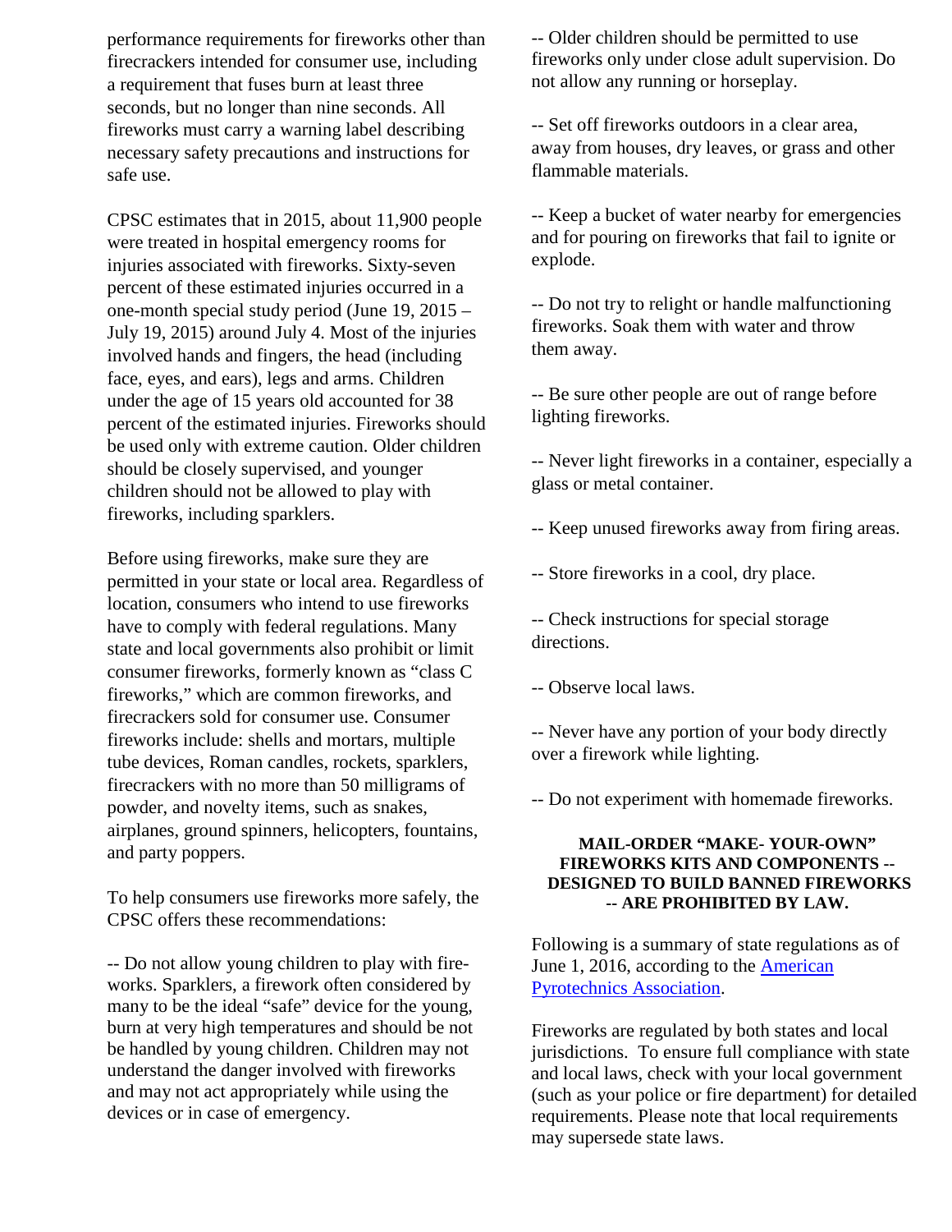performance requirements for fireworks other than firecrackers intended for consumer use, including a requirement that fuses burn at least three seconds, but no longer than nine seconds. All fireworks must carry a warning label describing necessary safety precautions and instructions for safe use.

CPSC estimates that in 2015, about 11,900 people were treated in hospital emergency rooms for injuries associated with fireworks. Sixty-seven percent of these estimated injuries occurred in a one-month special study period (June 19, 2015 – July 19, 2015) around July 4. Most of the injuries involved hands and fingers, the head (including face, eyes, and ears), legs and arms. Children under the age of 15 years old accounted for 38 percent of the estimated injuries. Fireworks should be used only with extreme caution. Older children should be closely supervised, and younger children should not be allowed to play with fireworks, including sparklers.

Before using fireworks, make sure they are permitted in your state or local area. Regardless of location, consumers who intend to use fireworks have to comply with federal regulations. Many state and local governments also prohibit or limit consumer fireworks, formerly known as "class C fireworks," which are common fireworks, and firecrackers sold for consumer use. Consumer fireworks include: shells and mortars, multiple tube devices, Roman candles, rockets, sparklers, firecrackers with no more than 50 milligrams of powder, and novelty items, such as snakes, airplanes, ground spinners, helicopters, fountains, and party poppers.

To help consumers use fireworks more safely, the CPSC offers these recommendations:

-- Do not allow young children to play with fireworks. Sparklers, a firework often considered by many to be the ideal "safe" device for the young, burn at very high temperatures and should be not be handled by young children. Children may not understand the danger involved with fireworks and may not act appropriately while using the devices or in case of emergency.

-- Older children should be permitted to use fireworks only under close adult supervision. Do not allow any running or horseplay.

-- Set off fireworks outdoors in a clear area, away from houses, dry leaves, or grass and other flammable materials.

-- Keep a bucket of water nearby for emergencies and for pouring on fireworks that fail to ignite or explode.

-- Do not try to relight or handle malfunctioning fireworks. Soak them with water and throw them away.

-- Be sure other people are out of range before lighting fireworks.

-- Never light fireworks in a container, especially a glass or metal container.

-- Keep unused fireworks away from firing areas.

-- Store fireworks in a cool, dry place.

-- Check instructions for special storage directions.

-- Observe local laws.

-- Never have any portion of your body directly over a firework while lighting.

-- Do not experiment with homemade fireworks.

**MAIL-ORDER "MAKE- YOUR-OWN" FIREWORKS KITS AND COMPONENTS -- DESIGNED TO BUILD BANNED FIREWORKS -- ARE PROHIBITED BY LAW.**

Following is a summary of state regulations as of June 1, 2016, according to the American Pyrotechnics Association.

Fireworks are regulated by both states and local jurisdictions. To ensure full compliance with state and local laws, check with your local government (such as your police or fire department) for detailed requirements. Please note that local requirements may supersede state laws.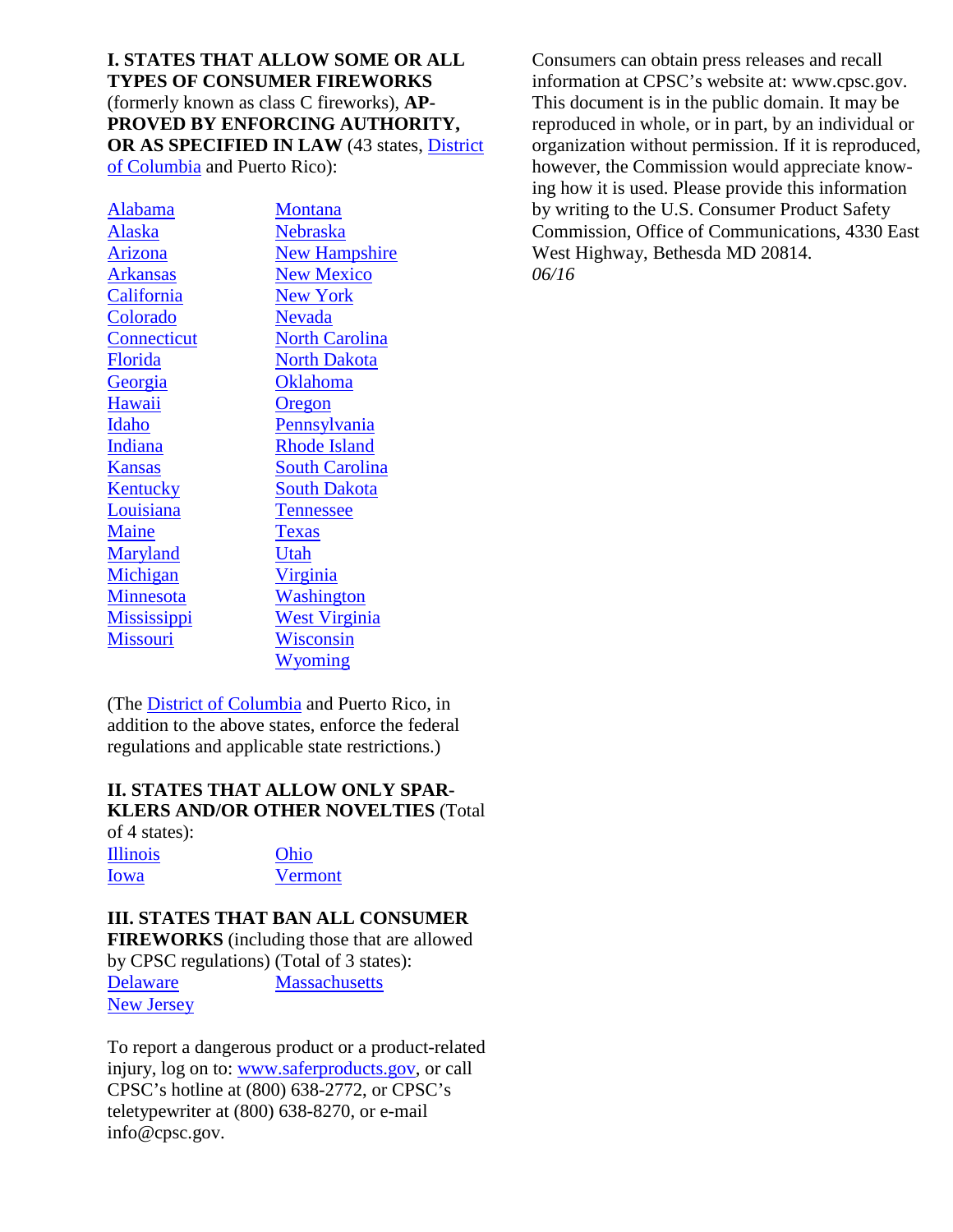**I. STATES THAT ALLOW SOME OR ALL TYPES OF CONSUMER FIREWORKS** (formerly known as class C fireworks), **APPROVED BY ENFORCING AUTHORITY, OR AS SPECIFIED IN LAW** (43 states, District of Columbia and Puerto Rico):

| | |
|---|---|
| Alabama | Montana |
| Alaska | Nebraska |
| Arizona | New Hampshire |
| Arkansas | New Mexico |
| California | New York |
| Colorado | Nevada |
| Connecticut | North Carolina |
| Florida | North Dakota |
| Georgia | Oklahoma |
| Hawaii | Oregon |
| Idaho | Pennsylvania |
| Indiana | Rhode Island |
| Kansas | South Carolina |
| Kentucky | South Dakota |
| Louisiana | Tennessee |
| Maine | Texas |
| Maryland | Utah |
| Michigan | Virginia |
| Minnesota | Washington |
| Mississippi | West Virginia |
| Missouri | Wisconsin |
| | Wyoming |

(The District of Columbia and Puerto Rico, in addition to the above states, enforce the federal regulations and applicable state restrictions.)

**II. STATES THAT ALLOW ONLY SPARKLERS AND/OR OTHER NOVELTIES** (Total of 4 states):

| | |
|---|---|
| Illinois | Ohio |
| Iowa | Vermont |

**III. STATES THAT BAN ALL CONSUMER FIREWORKS** (including those that are allowed by CPSC regulations) (Total of 3 states):

| | |
|---|---|
| Delaware | Massachusetts |
| New Jersey | |

To report a dangerous product or a product-related injury, log on to: www.saferproducts.gov, or call CPSC's hotline at (800) 638-2772, or CPSC's teletypewriter at (800) 638-8270, or e-mail info@cpsc.gov.

Consumers can obtain press releases and recall information at CPSC's website at: www.cpsc.gov. This document is in the public domain. It may be reproduced in whole, or in part, by an individual or organization without permission. If it is reproduced, however, the Commission would appreciate knowing how it is used. Please provide this information by writing to the U.S. Consumer Product Safety Commission, Office of Communications, 4330 East West Highway, Bethesda MD 20814.

*06/16*